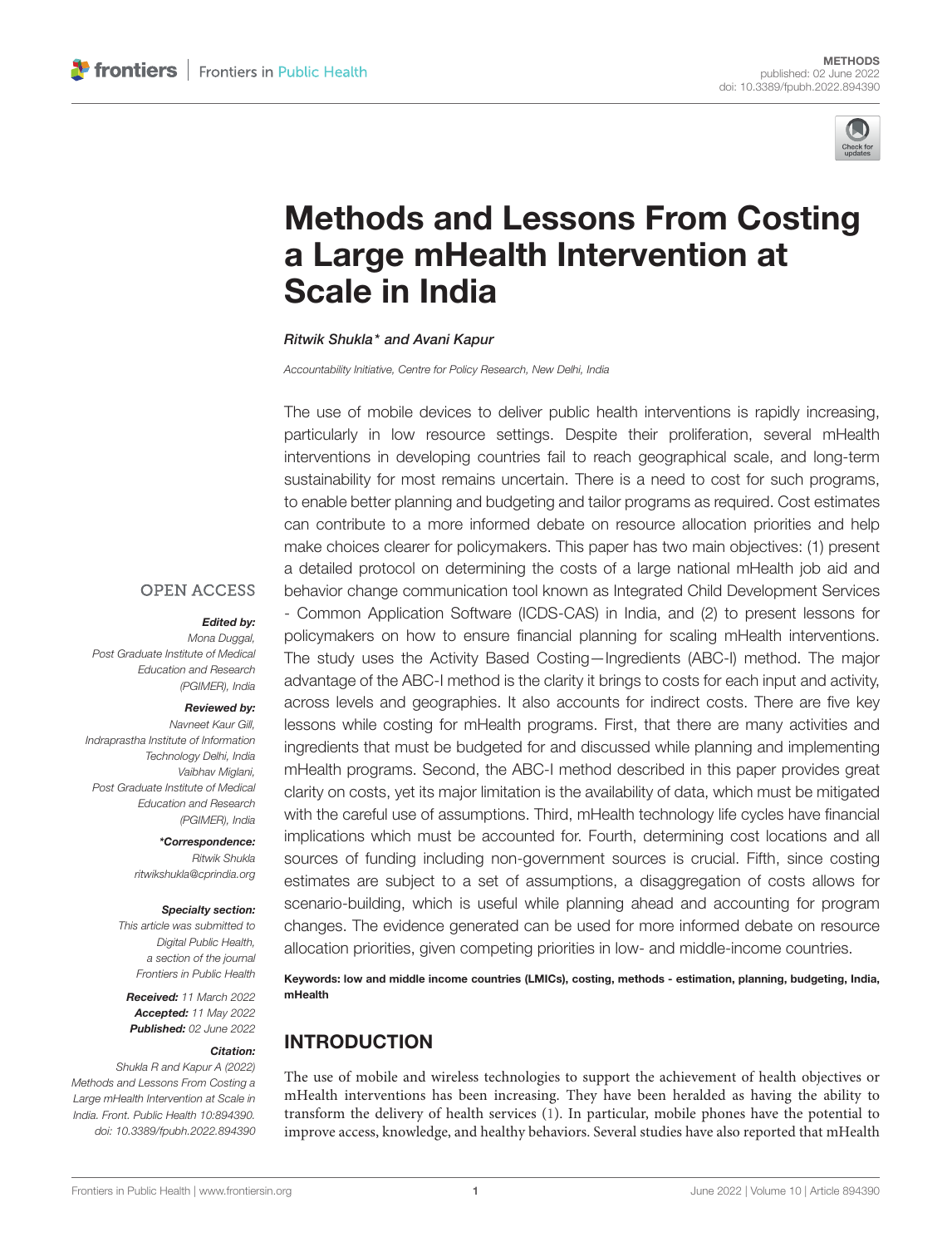METHODS

published: 02 June 2022

doi: 10.3389/fpubh.2022.894390

# Methods and Lessons From Costing a Large mHealth Intervention at Scale in India

*Ritwik Shukla\* and Avani Kapur*

*Accountability Initiative, Centre for Policy Research, New Delhi, India*

The use of mobile devices to deliver public health interventions is rapidly increasing, particularly in low resource settings. Despite their proliferation, several mHealth interventions in developing countries fail to reach geographical scale, and long-term sustainability for most remains uncertain. There is a need to cost for such programs, to enable better planning and budgeting and tailor programs as required. Cost estimates can contribute to a more informed debate on resource allocation priorities and help make choices clearer for policymakers. This paper has two main objectives: (1) present a detailed protocol on determining the costs of a large national mHealth job aid and behavior change communication tool known as Integrated Child Development Services - Common Application Software (ICDS-CAS) in India, and (2) to present lessons for policymakers on how to ensure financial planning for scaling mHealth interventions. The study uses the Activity Based Costing—Ingredients (ABC-I) method. The major advantage of the ABC-I method is the clarity it brings to costs for each input and activity, across levels and geographies. It also accounts for indirect costs. There are five key lessons while costing for mHealth programs. First, that there are many activities and ingredients that must be budgeted for and discussed while planning and implementing mHealth programs. Second, the ABC-I method described in this paper provides great clarity on costs, yet its major limitation is the availability of data, which must be mitigated with the careful use of assumptions. Third, mHealth technology life cycles have financial implications which must be accounted for. Fourth, determining cost locations and all sources of funding including non-government sources is crucial. Fifth, since costing estimates are subject to a set of assumptions, a disaggregation of costs allows for scenario-building, which is useful while planning ahead and accounting for program changes. The evidence generated can be used for more informed debate on resource allocation priorities, given competing priorities in low- and middle-income countries.

**Keywords: low and middle income countries (LMICs), costing, methods - estimation, planning, budgeting, India, mHealth**

OPEN ACCESS

***Edited by:***
*Mona Duggal, Post Graduate Institute of Medical Education and Research (PGIMER), India*

***Reviewed by:***
*Navneet Kaur Gill, Indraprastha Institute of Information Technology Delhi, India*
*Vaibhav Miglani, Post Graduate Institute of Medical Education and Research (PGIMER), India*

***\*Correspondence:***
*Ritwik Shukla*
*ritwikshukla@cprindia.org*

***Specialty section:***
*This article was submitted to Digital Public Health, a section of the journal Frontiers in Public Health*

***Received:*** *11 March 2022*
***Accepted:*** *11 May 2022*
***Published:*** *02 June 2022*

***Citation:***
*Shukla R and Kapur A (2022) Methods and Lessons From Costing a Large mHealth Intervention at Scale in India. Front. Public Health 10:894390. doi: 10.3389/fpubh.2022.894390*

## INTRODUCTION

The use of mobile and wireless technologies to support the achievement of health objectives or mHealth interventions has been increasing. They have been heralded as having the ability to transform the delivery of health services (1). In particular, mobile phones have the potential to improve access, knowledge, and healthy behaviors. Several studies have also reported that mHealth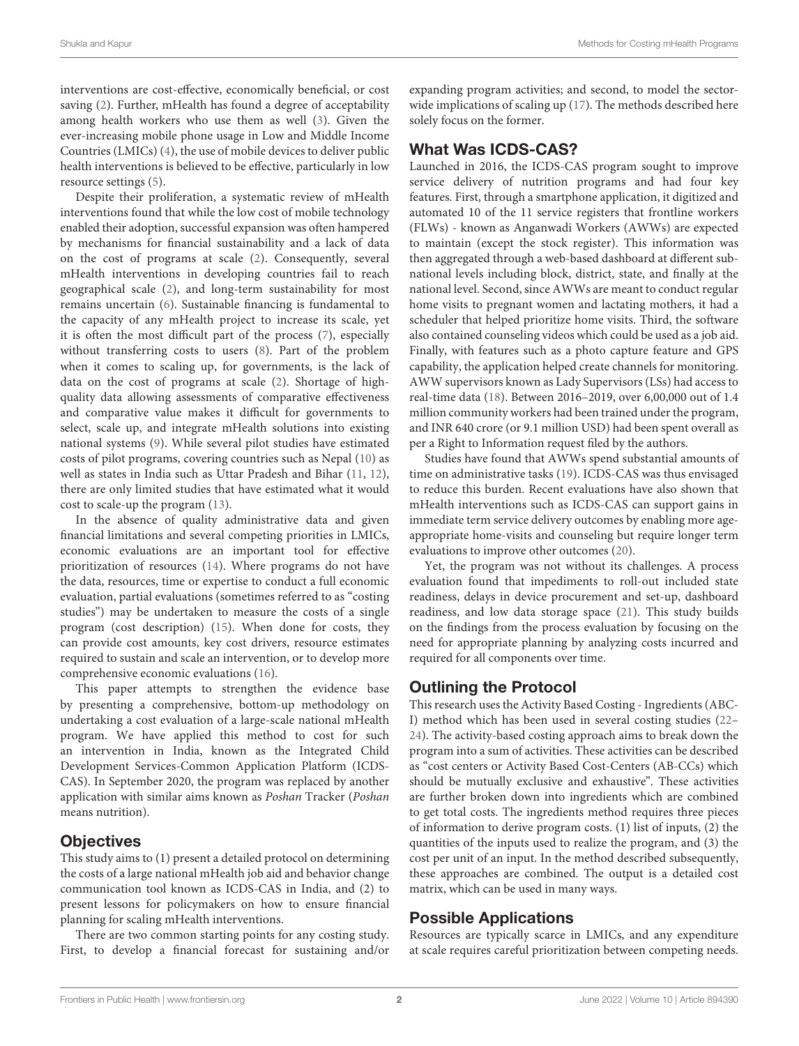interventions are cost-effective, economically beneficial, or cost saving (2). Further, mHealth has found a degree of acceptability among health workers who use them as well (3). Given the ever-increasing mobile phone usage in Low and Middle Income Countries (LMICs) (4), the use of mobile devices to deliver public health interventions is believed to be effective, particularly in low resource settings (5).

Despite their proliferation, a systematic review of mHealth interventions found that while the low cost of mobile technology enabled their adoption, successful expansion was often hampered by mechanisms for financial sustainability and a lack of data on the cost of programs at scale (2). Consequently, several mHealth interventions in developing countries fail to reach geographical scale (2), and long-term sustainability for most remains uncertain (6). Sustainable financing is fundamental to the capacity of any mHealth project to increase its scale, yet it is often the most difficult part of the process (7), especially without transferring costs to users (8). Part of the problem when it comes to scaling up, for governments, is the lack of data on the cost of programs at scale (2). Shortage of high-quality data allowing assessments of comparative effectiveness and comparative value makes it difficult for governments to select, scale up, and integrate mHealth solutions into existing national systems (9). While several pilot studies have estimated costs of pilot programs, covering countries such as Nepal (10) as well as states in India such as Uttar Pradesh and Bihar (11, 12), there are only limited studies that have estimated what it would cost to scale-up the program (13).

In the absence of quality administrative data and given financial limitations and several competing priorities in LMICs, economic evaluations are an important tool for effective prioritization of resources (14). Where programs do not have the data, resources, time or expertise to conduct a full economic evaluation, partial evaluations (sometimes referred to as "costing studies") may be undertaken to measure the costs of a single program (cost description) (15). When done for costs, they can provide cost amounts, key cost drivers, resource estimates required to sustain and scale an intervention, or to develop more comprehensive economic evaluations (16).

This paper attempts to strengthen the evidence base by presenting a comprehensive, bottom-up methodology on undertaking a cost evaluation of a large-scale national mHealth program. We have applied this method to cost for such an intervention in India, known as the Integrated Child Development Services-Common Application Platform (ICDS-CAS). In September 2020, the program was replaced by another application with similar aims known as *Poshan* Tracker (*Poshan* means nutrition).

## Objectives

This study aims to (1) present a detailed protocol on determining the costs of a large national mHealth job aid and behavior change communication tool known as ICDS-CAS in India, and (2) to present lessons for policymakers on how to ensure financial planning for scaling mHealth interventions.

There are two common starting points for any costing study. First, to develop a financial forecast for sustaining and/or expanding program activities; and second, to model the sector-wide implications of scaling up (17). The methods described here solely focus on the former.

## What Was ICDS-CAS?

Launched in 2016, the ICDS-CAS program sought to improve service delivery of nutrition programs and had four key features. First, through a smartphone application, it digitized and automated 10 of the 11 service registers that frontline workers (FLWs) - known as Anganwadi Workers (AWWs) are expected to maintain (except the stock register). This information was then aggregated through a web-based dashboard at different sub-national levels including block, district, state, and finally at the national level. Second, since AWWs are meant to conduct regular home visits to pregnant women and lactating mothers, it had a scheduler that helped prioritize home visits. Third, the software also contained counseling videos which could be used as a job aid. Finally, with features such as a photo capture feature and GPS capability, the application helped create channels for monitoring. AWW supervisors known as Lady Supervisors (LSs) had access to real-time data (18). Between 2016–2019, over 6,00,000 out of 1.4 million community workers had been trained under the program, and INR 640 crore (or 9.1 million USD) had been spent overall as per a Right to Information request filed by the authors.

Studies have found that AWWs spend substantial amounts of time on administrative tasks (19). ICDS-CAS was thus envisaged to reduce this burden. Recent evaluations have also shown that mHealth interventions such as ICDS-CAS can support gains in immediate term service delivery outcomes by enabling more age-appropriate home-visits and counseling but require longer term evaluations to improve other outcomes (20).

Yet, the program was not without its challenges. A process evaluation found that impediments to roll-out included state readiness, delays in device procurement and set-up, dashboard readiness, and low data storage space (21). This study builds on the findings from the process evaluation by focusing on the need for appropriate planning by analyzing costs incurred and required for all components over time.

## Outlining the Protocol

This research uses the Activity Based Costing - Ingredients (ABC-I) method which has been used in several costing studies (22–24). The activity-based costing approach aims to break down the program into a sum of activities. These activities can be described as "cost centers or Activity Based Cost-Centers (AB-CCs) which should be mutually exclusive and exhaustive". These activities are further broken down into ingredients which are combined to get total costs. The ingredients method requires three pieces of information to derive program costs. (1) list of inputs, (2) the quantities of the inputs used to realize the program, and (3) the cost per unit of an input. In the method described subsequently, these approaches are combined. The output is a detailed cost matrix, which can be used in many ways.

## Possible Applications

Resources are typically scarce in LMICs, and any expenditure at scale requires careful prioritization between competing needs.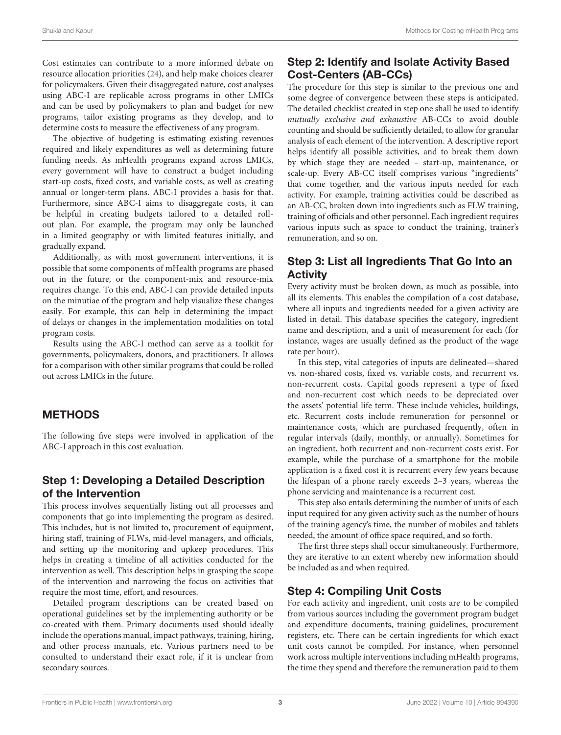Cost estimates can contribute to a more informed debate on resource allocation priorities (24), and help make choices clearer for policymakers. Given their disaggregated nature, cost analyses using ABC-I are replicable across programs in other LMICs and can be used by policymakers to plan and budget for new programs, tailor existing programs as they develop, and to determine costs to measure the effectiveness of any program.

The objective of budgeting is estimating existing revenues required and likely expenditures as well as determining future funding needs. As mHealth programs expand across LMICs, every government will have to construct a budget including start-up costs, fixed costs, and variable costs, as well as creating annual or longer-term plans. ABC-I provides a basis for that. Furthermore, since ABC-I aims to disaggregate costs, it can be helpful in creating budgets tailored to a detailed roll-out plan. For example, the program may only be launched in a limited geography or with limited features initially, and gradually expand.

Additionally, as with most government interventions, it is possible that some components of mHealth programs are phased out in the future, or the component-mix and resource-mix requires change. To this end, ABC-I can provide detailed inputs on the minutiae of the program and help visualize these changes easily. For example, this can help in determining the impact of delays or changes in the implementation modalities on total program costs.

Results using the ABC-I method can serve as a toolkit for governments, policymakers, donors, and practitioners. It allows for a comparison with other similar programs that could be rolled out across LMICs in the future.

## METHODS

The following five steps were involved in application of the ABC-I approach in this cost evaluation.

### Step 1: Developing a Detailed Description of the Intervention

This process involves sequentially listing out all processes and components that go into implementing the program as desired. This includes, but is not limited to, procurement of equipment, hiring staff, training of FLWs, mid-level managers, and officials, and setting up the monitoring and upkeep procedures. This helps in creating a timeline of all activities conducted for the intervention as well. This description helps in grasping the scope of the intervention and narrowing the focus on activities that require the most time, effort, and resources.

Detailed program descriptions can be created based on operational guidelines set by the implementing authority or be co-created with them. Primary documents used should ideally include the operations manual, impact pathways, training, hiring, and other process manuals, etc. Various partners need to be consulted to understand their exact role, if it is unclear from secondary sources.

### Step 2: Identify and Isolate Activity Based Cost-Centers (AB-CCs)

The procedure for this step is similar to the previous one and some degree of convergence between these steps is anticipated. The detailed checklist created in step one shall be used to identify *mutually exclusive and exhaustive* AB-CCs to avoid double counting and should be sufficiently detailed, to allow for granular analysis of each element of the intervention. A descriptive report helps identify all possible activities, and to break them down by which stage they are needed – start-up, maintenance, or scale-up. Every AB-CC itself comprises various "ingredients" that come together, and the various inputs needed for each activity. For example, training activities could be described as an AB-CC, broken down into ingredients such as FLW training, training of officials and other personnel. Each ingredient requires various inputs such as space to conduct the training, trainer's remuneration, and so on.

### Step 3: List all Ingredients That Go Into an Activity

Every activity must be broken down, as much as possible, into all its elements. This enables the compilation of a cost database, where all inputs and ingredients needed for a given activity are listed in detail. This database specifies the category, ingredient name and description, and a unit of measurement for each (for instance, wages are usually defined as the product of the wage rate per hour).

In this step, vital categories of inputs are delineated—shared vs. non-shared costs, fixed vs. variable costs, and recurrent vs. non-recurrent costs. Capital goods represent a type of fixed and non-recurrent cost which needs to be depreciated over the assets' potential life term. These include vehicles, buildings, etc. Recurrent costs include remuneration for personnel or maintenance costs, which are purchased frequently, often in regular intervals (daily, monthly, or annually). Sometimes for an ingredient, both recurrent and non-recurrent costs exist. For example, while the purchase of a smartphone for the mobile application is a fixed cost it is recurrent every few years because the lifespan of a phone rarely exceeds 2–3 years, whereas the phone servicing and maintenance is a recurrent cost.

This step also entails determining the number of units of each input required for any given activity such as the number of hours of the training agency's time, the number of mobiles and tablets needed, the amount of office space required, and so forth.

The first three steps shall occur simultaneously. Furthermore, they are iterative to an extent whereby new information should be included as and when required.

### Step 4: Compiling Unit Costs

For each activity and ingredient, unit costs are to be compiled from various sources including the government program budget and expenditure documents, training guidelines, procurement registers, etc. There can be certain ingredients for which exact unit costs cannot be compiled. For instance, when personnel work across multiple interventions including mHealth programs, the time they spend and therefore the remuneration paid to them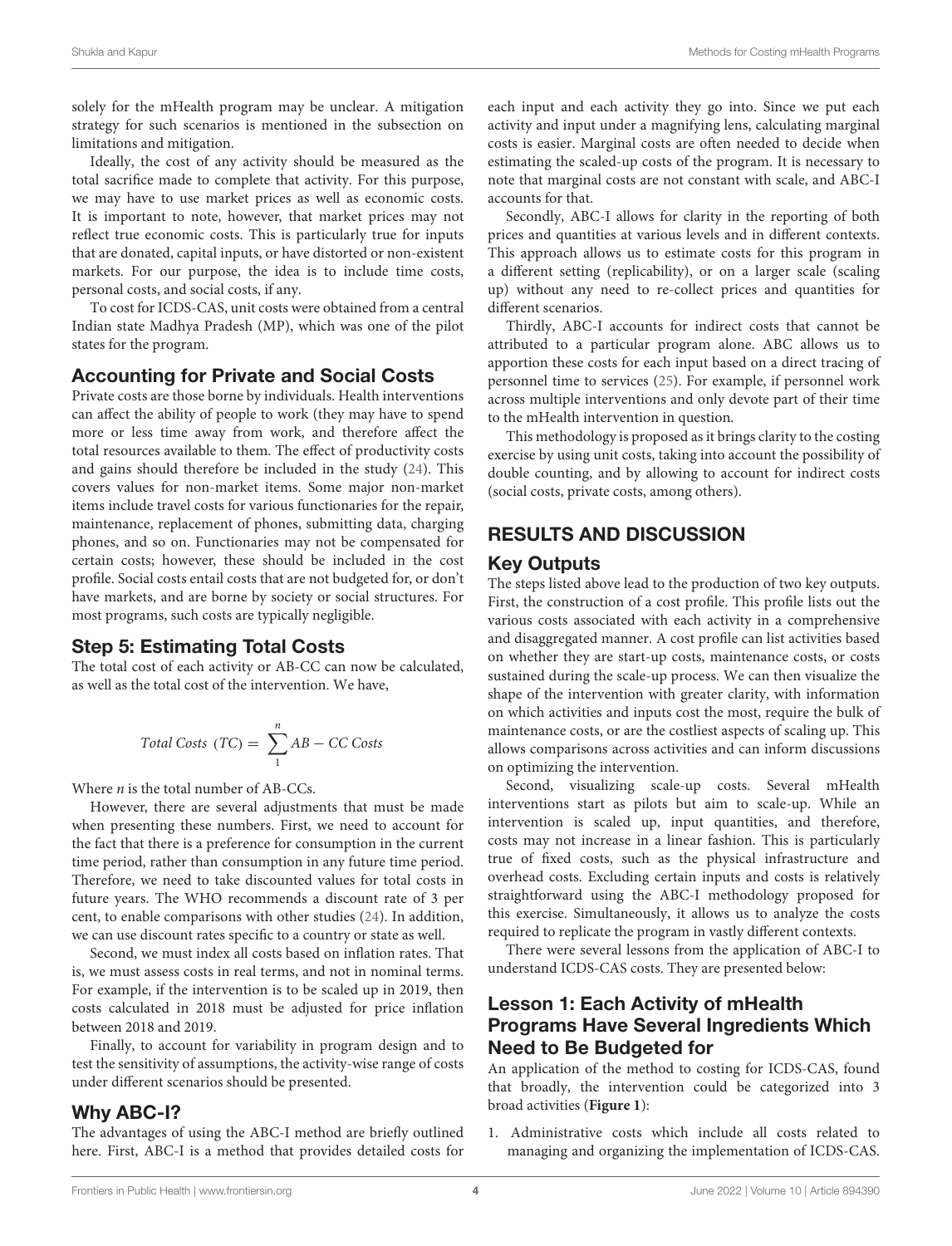solely for the mHealth program may be unclear. A mitigation strategy for such scenarios is mentioned in the subsection on limitations and mitigation.

Ideally, the cost of any activity should be measured as the total sacrifice made to complete that activity. For this purpose, we may have to use market prices as well as economic costs. It is important to note, however, that market prices may not reflect true economic costs. This is particularly true for inputs that are donated, capital inputs, or have distorted or non-existent markets. For our purpose, the idea is to include time costs, personal costs, and social costs, if any.

To cost for ICDS-CAS, unit costs were obtained from a central Indian state Madhya Pradesh (MP), which was one of the pilot states for the program.

### Accounting for Private and Social Costs

Private costs are those borne by individuals. Health interventions can affect the ability of people to work (they may have to spend more or less time away from work, and therefore affect the total resources available to them. The effect of productivity costs and gains should therefore be included in the study (24). This covers values for non-market items. Some major non-market items include travel costs for various functionaries for the repair, maintenance, replacement of phones, submitting data, charging phones, and so on. Functionaries may not be compensated for certain costs; however, these should be included in the cost profile. Social costs entail costs that are not budgeted for, or don't have markets, and are borne by society or social structures. For most programs, such costs are typically negligible.

### Step 5: Estimating Total Costs

The total cost of each activity or AB-CC can now be calculated, as well as the total cost of the intervention. We have,

$$Total\ Costs\ (TC) = \sum_{1}^{n} AB - CC\ Costs$$

Where $n$ is the total number of AB-CCs.

However, there are several adjustments that must be made when presenting these numbers. First, we need to account for the fact that there is a preference for consumption in the current time period, rather than consumption in any future time period. Therefore, we need to take discounted values for total costs in future years. The WHO recommends a discount rate of 3 per cent, to enable comparisons with other studies (24). In addition, we can use discount rates specific to a country or state as well.

Second, we must index all costs based on inflation rates. That is, we must assess costs in real terms, and not in nominal terms. For example, if the intervention is to be scaled up in 2019, then costs calculated in 2018 must be adjusted for price inflation between 2018 and 2019.

Finally, to account for variability in program design and to test the sensitivity of assumptions, the activity-wise range of costs under different scenarios should be presented.

### Why ABC-I?

The advantages of using the ABC-I method are briefly outlined here. First, ABC-I is a method that provides detailed costs for each input and each activity they go into. Since we put each activity and input under a magnifying lens, calculating marginal costs is easier. Marginal costs are often needed to decide when estimating the scaled-up costs of the program. It is necessary to note that marginal costs are not constant with scale, and ABC-I accounts for that.

Secondly, ABC-I allows for clarity in the reporting of both prices and quantities at various levels and in different contexts. This approach allows us to estimate costs for this program in a different setting (replicability), or on a larger scale (scaling up) without any need to re-collect prices and quantities for different scenarios.

Thirdly, ABC-I accounts for indirect costs that cannot be attributed to a particular program alone. ABC allows us to apportion these costs for each input based on a direct tracing of personnel time to services (25). For example, if personnel work across multiple interventions and only devote part of their time to the mHealth intervention in question.

This methodology is proposed as it brings clarity to the costing exercise by using unit costs, taking into account the possibility of double counting, and by allowing to account for indirect costs (social costs, private costs, among others).

## RESULTS AND DISCUSSION

### Key Outputs

The steps listed above lead to the production of two key outputs. First, the construction of a cost profile. This profile lists out the various costs associated with each activity in a comprehensive and disaggregated manner. A cost profile can list activities based on whether they are start-up costs, maintenance costs, or costs sustained during the scale-up process. We can then visualize the shape of the intervention with greater clarity, with information on which activities and inputs cost the most, require the bulk of maintenance costs, or are the costliest aspects of scaling up. This allows comparisons across activities and can inform discussions on optimizing the intervention.

Second, visualizing scale-up costs. Several mHealth interventions start as pilots but aim to scale-up. While an intervention is scaled up, input quantities, and therefore, costs may not increase in a linear fashion. This is particularly true of fixed costs, such as the physical infrastructure and overhead costs. Excluding certain inputs and costs is relatively straightforward using the ABC-I methodology proposed for this exercise. Simultaneously, it allows us to analyze the costs required to replicate the program in vastly different contexts.

There were several lessons from the application of ABC-I to understand ICDS-CAS costs. They are presented below:

### Lesson 1: Each Activity of mHealth Programs Have Several Ingredients Which Need to Be Budgeted for

An application of the method to costing for ICDS-CAS, found that broadly, the intervention could be categorized into 3 broad activities (**Figure 1**):

1. Administrative costs which include all costs related to managing and organizing the implementation of ICDS-CAS.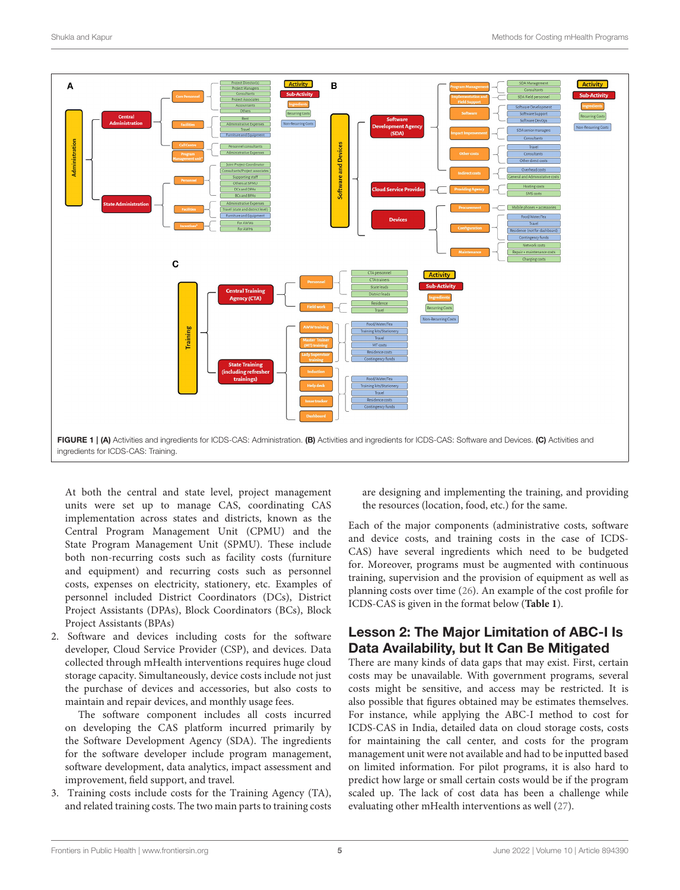FIGURE 1 | (A) Activities and ingredients for ICDS-CAS: Administration. (B) Activities and ingredients for ICDS-CAS: Software and Devices. (C) Activities and ingredients for ICDS-CAS: Training.

At both the central and state level, project management units were set up to manage CAS, coordinating CAS implementation across states and districts, known as the Central Program Management Unit (CPMU) and the State Program Management Unit (SPMU). These include both non-recurring costs such as facility costs (furniture and equipment) and recurring costs such as personnel costs, expenses on electricity, stationery, etc. Examples of personnel included District Coordinators (DCs), District Project Assistants (DPAs), Block Coordinators (BCs), Block Project Assistants (BPAs)

2. Software and devices including costs for the software developer, Cloud Service Provider (CSP), and devices. Data collected through mHealth interventions requires huge cloud storage capacity. Simultaneously, device costs include not just the purchase of devices and accessories, but also costs to maintain and repair devices, and monthly usage fees.

   The software component includes all costs incurred on developing the CAS platform incurred primarily by the Software Development Agency (SDA). The ingredients for the software developer include program management, software development, data analytics, impact assessment and improvement, field support, and travel.

3. Training costs include costs for the Training Agency (TA), and related training costs. The two main parts to training costs are designing and implementing the training, and providing the resources (location, food, etc.) for the same.

Each of the major components (administrative costs, software and device costs, and training costs in the case of ICDS-CAS) have several ingredients which need to be budgeted for. Moreover, programs must be augmented with continuous training, supervision and the provision of equipment as well as planning costs over time (26). An example of the cost profile for ICDS-CAS is given in the format below (**Table 1**).

## Lesson 2: The Major Limitation of ABC-I Is Data Availability, but It Can Be Mitigated

There are many kinds of data gaps that may exist. First, certain costs may be unavailable. With government programs, several costs might be sensitive, and access may be restricted. It is also possible that figures obtained may be estimates themselves. For instance, while applying the ABC-I method to cost for ICDS-CAS in India, detailed data on cloud storage costs, costs for maintaining the call center, and costs for the program management unit were not available and had to be inputted based on limited information. For pilot programs, it is also hard to predict how large or small certain costs would be if the program scaled up. The lack of cost data has been a challenge while evaluating other mHealth interventions as well (27).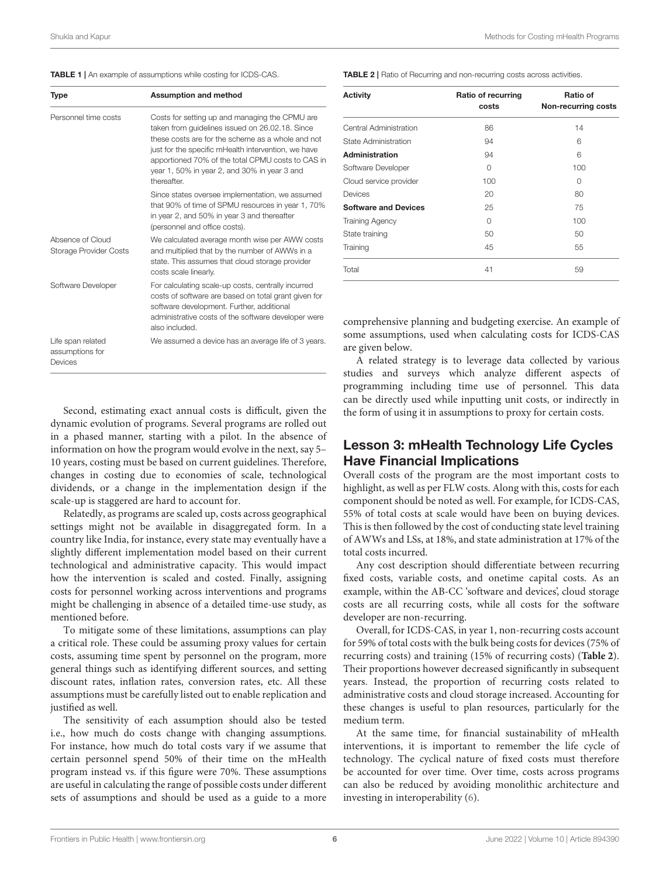**TABLE 1** | An example of assumptions while costing for ICDS-CAS.

| Type | Assumption and method |
|---|---|
| Personnel time costs | Costs for setting up and managing the CPMU are taken from guidelines issued on 26.02.18. Since these costs are for the scheme as a whole and not just for the specific mHealth intervention, we have apportioned 70% of the total CPMU costs to CAS in year 1, 50% in year 2, and 30% in year 3 and thereafter. |
| | Since states oversee implementation, we assumed that 90% of time of SPMU resources in year 1, 70% in year 2, and 50% in year 3 and thereafter (personnel and office costs). |
| Absence of Cloud Storage Provider Costs | We calculated average month wise per AWW costs and multiplied that by the number of AWWs in a state. This assumes that cloud storage provider costs scale linearly. |
| Software Developer | For calculating scale-up costs, centrally incurred costs of software are based on total grant given for software development. Further, additional administrative costs of the software developer were also included. |
| Life span related assumptions for Devices | We assumed a device has an average life of 3 years. |

Second, estimating exact annual costs is difficult, given the dynamic evolution of programs. Several programs are rolled out in a phased manner, starting with a pilot. In the absence of information on how the program would evolve in the next, say 5–10 years, costing must be based on current guidelines. Therefore, changes in costing due to economies of scale, technological dividends, or a change in the implementation design if the scale-up is staggered are hard to account for.

Relatedly, as programs are scaled up, costs across geographical settings might not be available in disaggregated form. In a country like India, for instance, every state may eventually have a slightly different implementation model based on their current technological and administrative capacity. This would impact how the intervention is scaled and costed. Finally, assigning costs for personnel working across interventions and programs might be challenging in absence of a detailed time-use study, as mentioned before.

To mitigate some of these limitations, assumptions can play a critical role. These could be assuming proxy values for certain costs, assuming time spent by personnel on the program, more general things such as identifying different sources, and setting discount rates, inflation rates, conversion rates, etc. All these assumptions must be carefully listed out to enable replication and justified as well.

The sensitivity of each assumption should also be tested i.e., how much do costs change with changing assumptions. For instance, how much do total costs vary if we assume that certain personnel spend 50% of their time on the mHealth program instead vs. if this figure were 70%. These assumptions are useful in calculating the range of possible costs under different sets of assumptions and should be used as a guide to a more comprehensive planning and budgeting exercise. An example of some assumptions, used when calculating costs for ICDS-CAS are given below.

A related strategy is to leverage data collected by various studies and surveys which analyze different aspects of programming including time use of personnel. This data can be directly used while inputting unit costs, or indirectly in the form of using it in assumptions to proxy for certain costs.

**TABLE 2** | Ratio of Recurring and non-recurring costs across activities.

| Activity | Ratio of recurring costs | Ratio of Non-recurring costs |
|---|---|---|
| Central Administration | 86 | 14 |
| State Administration | 94 | 6 |
| **Administration** | 94 | 6 |
| Software Developer | 0 | 100 |
| Cloud service provider | 100 | 0 |
| Devices | 20 | 80 |
| **Software and Devices** | 25 | 75 |
| Training Agency | 0 | 100 |
| State training | 50 | 50 |
| Training | 45 | 55 |
| Total | 41 | 59 |

## Lesson 3: mHealth Technology Life Cycles Have Financial Implications

Overall costs of the program are the most important costs to highlight, as well as per FLW costs. Along with this, costs for each component should be noted as well. For example, for ICDS-CAS, 55% of total costs at scale would have been on buying devices. This is then followed by the cost of conducting state level training of AWWs and LSs, at 18%, and state administration at 17% of the total costs incurred.

Any cost description should differentiate between recurring fixed costs, variable costs, and onetime capital costs. As an example, within the AB-CC 'software and devices', cloud storage costs are all recurring costs, while all costs for the software developer are non-recurring.

Overall, for ICDS-CAS, in year 1, non-recurring costs account for 59% of total costs with the bulk being costs for devices (75% of recurring costs) and training (15% of recurring costs) (**Table 2**). Their proportions however decreased significantly in subsequent years. Instead, the proportion of recurring costs related to administrative costs and cloud storage increased. Accounting for these changes is useful to plan resources, particularly for the medium term.

At the same time, for financial sustainability of mHealth interventions, it is important to remember the life cycle of technology. The cyclical nature of fixed costs must therefore be accounted for over time. Over time, costs across programs can also be reduced by avoiding monolithic architecture and investing in interoperability (6).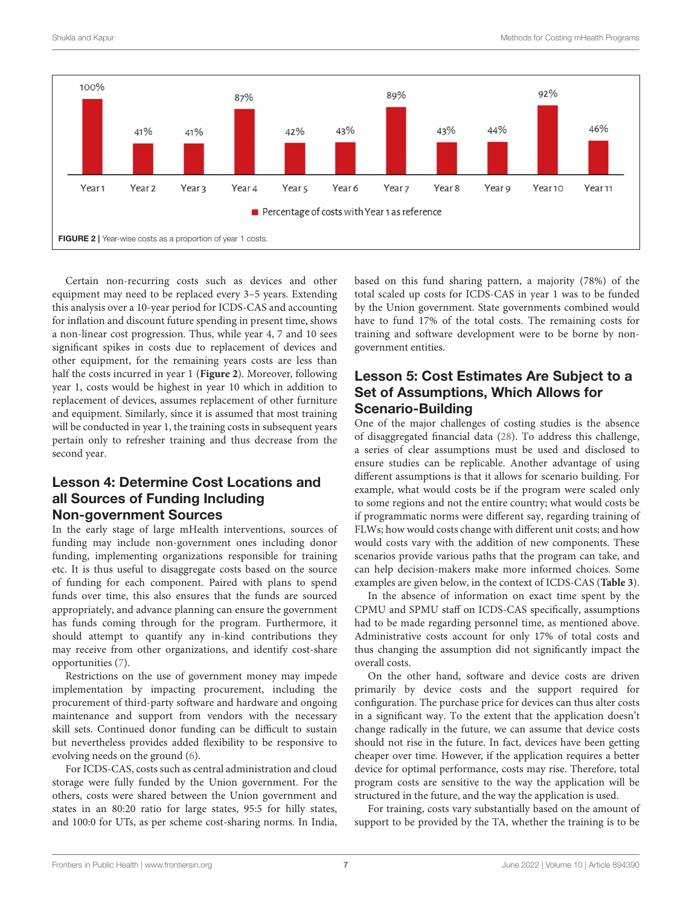FIGURE 2 | Year-wise costs as a proportion of year 1 costs.

Certain non-recurring costs such as devices and other equipment may need to be replaced every 3–5 years. Extending this analysis over a 10-year period for ICDS-CAS and accounting for inflation and discount future spending in present time, shows a non-linear cost progression. Thus, while year 4, 7 and 10 sees significant spikes in costs due to replacement of devices and other equipment, for the remaining years costs are less than half the costs incurred in year 1 (**Figure 2**). Moreover, following year 1, costs would be highest in year 10 which in addition to replacement of devices, assumes replacement of other furniture and equipment. Similarly, since it is assumed that most training will be conducted in year 1, the training costs in subsequent years pertain only to refresher training and thus decrease from the second year.

## Lesson 4: Determine Cost Locations and all Sources of Funding Including Non-government Sources

In the early stage of large mHealth interventions, sources of funding may include non-government ones including donor funding, implementing organizations responsible for training etc. It is thus useful to disaggregate costs based on the source of funding for each component. Paired with plans to spend funds over time, this also ensures that the funds are sourced appropriately, and advance planning can ensure the government has funds coming through for the program. Furthermore, it should attempt to quantify any in-kind contributions they may receive from other organizations, and identify cost-share opportunities (7).

Restrictions on the use of government money may impede implementation by impacting procurement, including the procurement of third-party software and hardware and ongoing maintenance and support from vendors with the necessary skill sets. Continued donor funding can be difficult to sustain but nevertheless provides added flexibility to be responsive to evolving needs on the ground (6).

For ICDS-CAS, costs such as central administration and cloud storage were fully funded by the Union government. For the others, costs were shared between the Union government and states in an 80:20 ratio for large states, 95:5 for hilly states, and 100:0 for UTs, as per scheme cost-sharing norms. In India, based on this fund sharing pattern, a majority (78%) of the total scaled up costs for ICDS-CAS in year 1 was to be funded by the Union government. State governments combined would have to fund 17% of the total costs. The remaining costs for training and software development were to be borne by non-government entities.

## Lesson 5: Cost Estimates Are Subject to a Set of Assumptions, Which Allows for Scenario-Building

One of the major challenges of costing studies is the absence of disaggregated financial data (28). To address this challenge, a series of clear assumptions must be used and disclosed to ensure studies can be replicable. Another advantage of using different assumptions is that it allows for scenario building. For example, what would costs be if the program were scaled only to some regions and not the entire country; what would costs be if programmatic norms were different say, regarding training of FLWs; how would costs change with different unit costs; and how would costs vary with the addition of new components. These scenarios provide various paths that the program can take, and can help decision-makers make more informed choices. Some examples are given below, in the context of ICDS-CAS (**Table 3**).

In the absence of information on exact time spent by the CPMU and SPMU staff on ICDS-CAS specifically, assumptions had to be made regarding personnel time, as mentioned above. Administrative costs account for only 17% of total costs and thus changing the assumption did not significantly impact the overall costs.

On the other hand, software and device costs are driven primarily by device costs and the support required for configuration. The purchase price for devices can thus alter costs in a significant way. To the extent that the application doesn't change radically in the future, we can assume that device costs should not rise in the future. In fact, devices have been getting cheaper over time. However, if the application requires a better device for optimal performance, costs may rise. Therefore, total program costs are sensitive to the way the application will be structured in the future, and the way the application is used.

For training, costs vary substantially based on the amount of support to be provided by the TA, whether the training is to be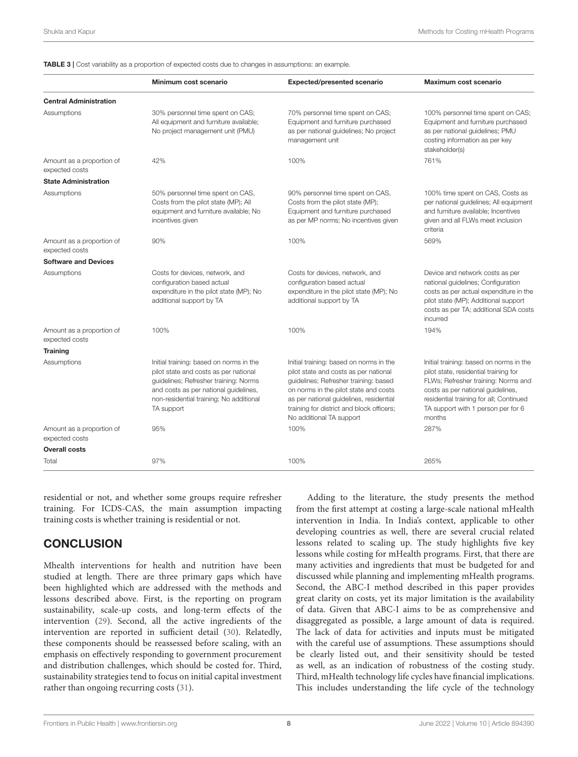**TABLE 3 |** Cost variability as a proportion of expected costs due to changes in assumptions: an example.

| | Minimum cost scenario | Expected/presented scenario | Maximum cost scenario |
|---|---|---|---|
| **Central Administration** | | | |
| Assumptions | 30% personnel time spent on CAS; All equipment and furniture available; No project management unit (PMU) | 70% personnel time spent on CAS; Equipment and furniture purchased as per national guidelines; No project management unit | 100% personnel time spent on CAS; Equipment and furniture purchased as per national guidelines; PMU costing information as per key stakeholder(s) |
| Amount as a proportion of expected costs | 42% | 100% | 761% |
| **State Administration** | | | |
| Assumptions | 50% personnel time spent on CAS, Costs from the pilot state (MP); All equipment and furniture available; No incentives given | 90% personnel time spent on CAS, Costs from the pilot state (MP); Equipment and furniture purchased as per MP norms; No incentives given | 100% time spent on CAS, Costs as per national guidelines; All equipment and furniture available; Incentives given and all FLWs meet inclusion criteria |
| Amount as a proportion of expected costs | 90% | 100% | 569% |
| **Software and Devices** | | | |
| Assumptions | Costs for devices, network, and configuration based actual expenditure in the pilot state (MP); No additional support by TA | Costs for devices, network, and configuration based actual expenditure in the pilot state (MP); No additional support by TA | Device and network costs as per national guidelines; Configuration costs as per actual expenditure in the pilot state (MP); Additional support costs as per TA; additional SDA costs incurred |
| Amount as a proportion of expected costs | 100% | 100% | 194% |
| **Training** | | | |
| Assumptions | Initial training: based on norms in the pilot state and costs as per national guidelines; Refresher training: Norms and costs as per national guidelines, non-residential training; No additional TA support | Initial training: based on norms in the pilot state and costs as per national guidelines; Refresher training: based on norms in the pilot state and costs as per national guidelines, residential training for district and block officers; No additional TA support | Initial training: based on norms in the pilot state, residential training for FLWs; Refresher training: Norms and costs as per national guidelines, residential training for all; Continued TA support with 1 person per for 6 months |
| Amount as a proportion of expected costs | 95% | 100% | 287% |
| **Overall costs** | | | |
| Total | 97% | 100% | 265% |

residential or not, and whether some groups require refresher training. For ICDS-CAS, the main assumption impacting training costs is whether training is residential or not.

## CONCLUSION

Mhealth interventions for health and nutrition have been studied at length. There are three primary gaps which have been highlighted which are addressed with the methods and lessons described above. First, is the reporting on program sustainability, scale-up costs, and long-term effects of the intervention (29). Second, all the active ingredients of the intervention are reported in sufficient detail (30). Relatedly, these components should be reassessed before scaling, with an emphasis on effectively responding to government procurement and distribution challenges, which should be costed for. Third, sustainability strategies tend to focus on initial capital investment rather than ongoing recurring costs (31).

Adding to the literature, the study presents the method from the first attempt at costing a large-scale national mHealth intervention in India. In India's context, applicable to other developing countries as well, there are several crucial related lessons related to scaling up. The study highlights five key lessons while costing for mHealth programs. First, that there are many activities and ingredients that must be budgeted for and discussed while planning and implementing mHealth programs. Second, the ABC-I method described in this paper provides great clarity on costs, yet its major limitation is the availability of data. Given that ABC-I aims to be as comprehensive and disaggregated as possible, a large amount of data is required. The lack of data for activities and inputs must be mitigated with the careful use of assumptions. These assumptions should be clearly listed out, and their sensitivity should be tested as well, as an indication of robustness of the costing study. Third, mHealth technology life cycles have financial implications. This includes understanding the life cycle of the technology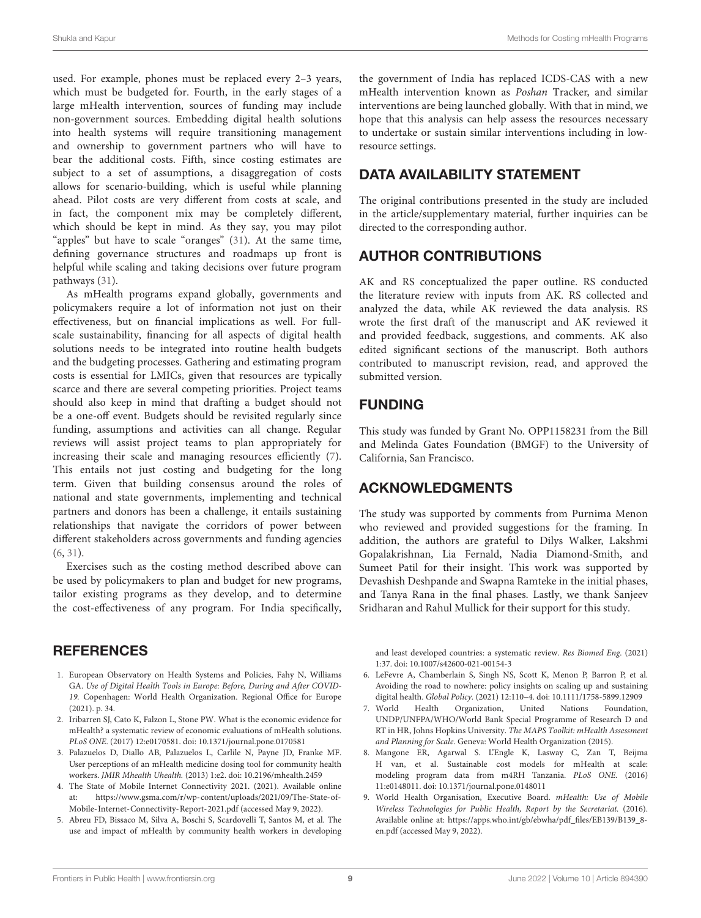used. For example, phones must be replaced every 2–3 years, which must be budgeted for. Fourth, in the early stages of a large mHealth intervention, sources of funding may include non-government sources. Embedding digital health solutions into health systems will require transitioning management and ownership to government partners who will have to bear the additional costs. Fifth, since costing estimates are subject to a set of assumptions, a disaggregation of costs allows for scenario-building, which is useful while planning ahead. Pilot costs are very different from costs at scale, and in fact, the component mix may be completely different, which should be kept in mind. As they say, you may pilot "apples" but have to scale "oranges" (31). At the same time, defining governance structures and roadmaps up front is helpful while scaling and taking decisions over future program pathways (31).

As mHealth programs expand globally, governments and policymakers require a lot of information not just on their effectiveness, but on financial implications as well. For full-scale sustainability, financing for all aspects of digital health solutions needs to be integrated into routine health budgets and the budgeting processes. Gathering and estimating program costs is essential for LMICs, given that resources are typically scarce and there are several competing priorities. Project teams should also keep in mind that drafting a budget should not be a one-off event. Budgets should be revisited regularly since funding, assumptions and activities can all change. Regular reviews will assist project teams to plan appropriately for increasing their scale and managing resources efficiently (7). This entails not just costing and budgeting for the long term. Given that building consensus around the roles of national and state governments, implementing and technical partners and donors has been a challenge, it entails sustaining relationships that navigate the corridors of power between different stakeholders across governments and funding agencies (6, 31).

Exercises such as the costing method described above can be used by policymakers to plan and budget for new programs, tailor existing programs as they develop, and to determine the cost-effectiveness of any program. For India specifically, the government of India has replaced ICDS-CAS with a new mHealth intervention known as *Poshan* Tracker, and similar interventions are being launched globally. With that in mind, we hope that this analysis can help assess the resources necessary to undertake or sustain similar interventions including in low-resource settings.

## DATA AVAILABILITY STATEMENT

The original contributions presented in the study are included in the article/supplementary material, further inquiries can be directed to the corresponding author.

## AUTHOR CONTRIBUTIONS

AK and RS conceptualized the paper outline. RS conducted the literature review with inputs from AK. RS collected and analyzed the data, while AK reviewed the data analysis. RS wrote the first draft of the manuscript and AK reviewed it and provided feedback, suggestions, and comments. AK also edited significant sections of the manuscript. Both authors contributed to manuscript revision, read, and approved the submitted version.

## FUNDING

This study was funded by Grant No. OPP1158231 from the Bill and Melinda Gates Foundation (BMGF) to the University of California, San Francisco.

## ACKNOWLEDGMENTS

The study was supported by comments from Purnima Menon who reviewed and provided suggestions for the framing. In addition, the authors are grateful to Dilys Walker, Lakshmi Gopalakrishnan, Lia Fernald, Nadia Diamond-Smith, and Sumeet Patil for their insight. This work was supported by Devashish Deshpande and Swapna Ramteke in the initial phases, and Tanya Rana in the final phases. Lastly, we thank Sanjeev Sridharan and Rahul Mullick for their support for this study.

## REFERENCES

1. European Observatory on Health Systems and Policies, Fahy N, Williams GA. *Use of Digital Health Tools in Europe: Before, During and After COVID-19.* Copenhagen: World Health Organization. Regional Office for Europe (2021). p. 34.
2. Iribarren SJ, Cato K, Falzon L, Stone PW. What is the economic evidence for mHealth? a systematic review of economic evaluations of mHealth solutions. *PLoS ONE.* (2017) 12:e0170581. doi: 10.1371/journal.pone.0170581
3. Palazuelos D, Diallo AB, Palazuelos L, Carlile N, Payne JD, Franke MF. User perceptions of an mHealth medicine dosing tool for community health workers. *JMIR Mhealth Uhealth.* (2013) 1:e2. doi: 10.2196/mhealth.2459
4. The State of Mobile Internet Connectivity 2021. (2021). Available online at: https://www.gsma.com/r/wp-content/uploads/2021/09/The-State-of-Mobile-Internet-Connectivity-Report-2021.pdf (accessed May 9, 2022).
5. Abreu FD, Bissaco M, Silva A, Boschi S, Scardovelli T, Santos M, et al. The use and impact of mHealth by community health workers in developing and least developed countries: a systematic review. *Res Biomed Eng.* (2021) 1:37. doi: 10.1007/s42600-021-00154-3
6. LeFevre A, Chamberlain S, Singh NS, Scott K, Menon P, Barron P, et al. Avoiding the road to nowhere: policy insights on scaling up and sustaining digital health. *Global Policy.* (2021) 12:110–4. doi: 10.1111/1758-5899.12909
7. World Health Organization, United Nations Foundation, UNDP/UNFPA/WHO/World Bank Special Programme of Research D and RT in HR, Johns Hopkins University. *The MAPS Toolkit: mHealth Assessment and Planning for Scale.* Geneva: World Health Organization (2015).
8. Mangone ER, Agarwal S. L'Engle K, Lasway C, Zan T, Beijma H van, et al. Sustainable cost models for mHealth at scale: modeling program data from m4RH Tanzania. *PLoS ONE.* (2016) 11:e0148011. doi: 10.1371/journal.pone.0148011
9. World Health Organisation, Executive Board. *mHealth: Use of Mobile Wireless Technologies for Public Health, Report by the Secretariat.* (2016). Available online at: https://apps.who.int/gb/ebwha/pdf_files/EB139/B139_8-en.pdf (accessed May 9, 2022).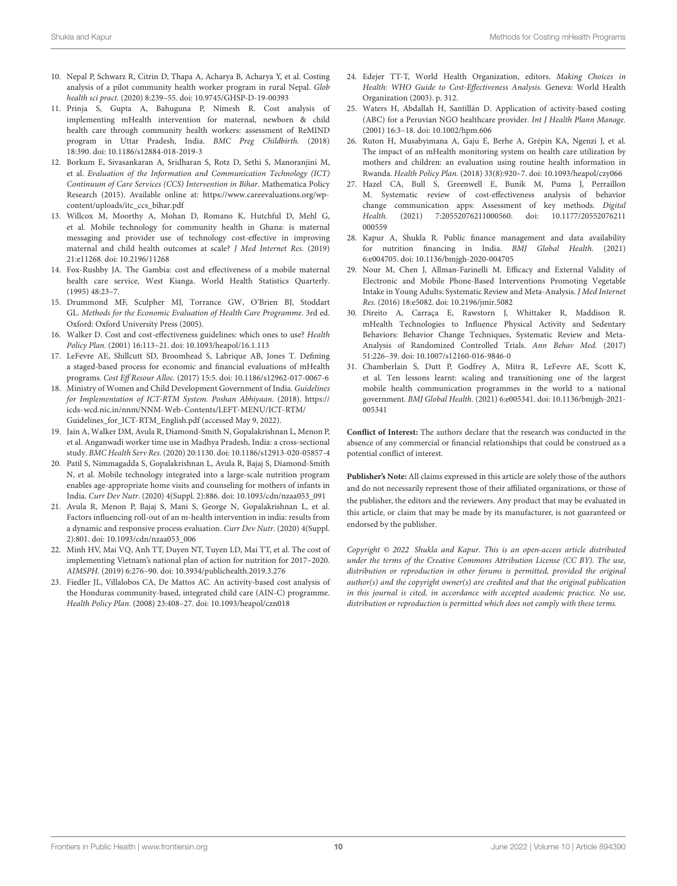10. Nepal P, Schwarz R, Citrin D, Thapa A, Acharya B, Acharya Y, et al. Costing analysis of a pilot community health worker program in rural Nepal. *Glob health sci pract.* (2020) 8:239–55. doi: 10.9745/GHSP-D-19-00393
11. Prinja S, Gupta A, Bahuguna P, Nimesh R. Cost analysis of implementing mHealth intervention for maternal, newborn & child health care through community health workers: assessment of ReMIND program in Uttar Pradesh, India. *BMC Preg Childbirth.* (2018) 18:390. doi: 10.1186/s12884-018-2019-3
12. Borkum E, Sivasankaran A, Sridharan S, Rotz D, Sethi S, Manoranjini M, et al. *Evaluation of the Information and Communication Technology (ICT) Continuum of Care Services (CCS) Intervention in Bihar*. Mathematica Policy Research (2015). Available online at: https://www.careevaluations.org/wp-content/uploads/itc_ccs_bihar.pdf
13. Willcox M, Moorthy A, Mohan D, Romano K, Hutchful D, Mehl G, et al. Mobile technology for community health in Ghana: is maternal messaging and provider use of technology cost-effective in improving maternal and child health outcomes at scale? *J Med Internet Res.* (2019) 21:e11268. doi: 10.2196/11268
14. Fox-Rushby JA. The Gambia: cost and effectiveness of a mobile maternal health care service, West Kianga. World Health Statistics Quarterly. (1995) 48:23–7.
15. Drummond MF, Sculpher MJ, Torrance GW, O'Brien BJ, Stoddart GL. *Methods for the Economic Evaluation of Health Care Programme*. 3rd ed. Oxford: Oxford University Press (2005).
16. Walker D. Cost and cost-effectiveness guidelines: which ones to use? *Health Policy Plan.* (2001) 16:113–21. doi: 10.1093/heapol/16.1.113
17. LeFevre AE, Shillcutt SD, Broomhead S, Labrique AB, Jones T. Defining a staged-based process for economic and financial evaluations of mHealth programs. *Cost Eff Resour Alloc.* (2017) 15:5. doi: 10.1186/s12962-017-0067-6
18. Ministry of Women and Child Development Government of India. *Guidelines for Implementation of ICT-RTM System. Poshan Abhiyaan.* (2018). https://icds-wcd.nic.in/nnm/NNM-Web-Contents/LEFT-MENU/ICT-RTM/Guidelines_for_ICT-RTM_English.pdf (accessed May 9, 2022).
19. Jain A, Walker DM, Avula R, Diamond-Smith N, Gopalakrishnan L, Menon P, et al. Anganwadi worker time use in Madhya Pradesh, India: a cross-sectional study. *BMC Health Serv Res.* (2020) 20:1130. doi: 10.1186/s12913-020-05857-4
20. Patil S, Nimmagadda S, Gopalakrishnan L, Avula R, Bajaj S, Diamond-Smith N, et al. Mobile technology integrated into a large-scale nutrition program enables age-appropriate home visits and counseling for mothers of infants in India. *Curr Dev Nutr.* (2020) 4(Suppl. 2):886. doi: 10.1093/cdn/nzaa053_091
21. Avula R, Menon P, Bajaj S, Mani S, George N, Gopalakrishnan L, et al. Factors influencing roll-out of an m-health intervention in india: results from a dynamic and responsive process evaluation. *Curr Dev Nutr.* (2020) 4(Suppl. 2):801. doi: 10.1093/cdn/nzaa053_006
22. Minh HV, Mai VQ, Anh TT, Duyen NT, Tuyen LD, Mai TT, et al. The cost of implementing Vietnam's national plan of action for nutrition for 2017–2020. *AIMSPH.* (2019) 6:276–90. doi: 10.3934/publichealth.2019.3.276
23. Fiedler JL, Villalobos CA, De Mattos AC. An activity-based cost analysis of the Honduras community-based, integrated child care (AIN-C) programme. *Health Policy Plan.* (2008) 23:408–27. doi: 10.1093/heapol/czn018
24. Edejer TT-T, World Health Organization, editors. *Making Choices in Health: WHO Guide to Cost-Effectiveness Analysis*. Geneva: World Health Organization (2003). p. 312.
25. Waters H, Abdallah H, Santillán D. Application of activity-based costing (ABC) for a Peruvian NGO healthcare provider. *Int J Health Plann Manage.* (2001) 16:3–18. doi: 10.1002/hpm.606
26. Ruton H, Musabyimana A, Gaju E, Berhe A, Grépin KA, Ngenzi J, et al. The impact of an mHealth monitoring system on health care utilization by mothers and children: an evaluation using routine health information in Rwanda. *Health Policy Plan.* (2018) 33(8):920–7. doi: 10.1093/heapol/czy066
27. Hazel CA, Bull S, Greenwell E, Bunik M, Puma J, Perraillon M. Systematic review of cost-effectiveness analysis of behavior change communication apps: Assessment of key methods. *Digital Health.* (2021) 7:20552076211000560. doi: 10.1177/20552076211000559
28. Kapur A, Shukla R. Public finance management and data availability for nutrition financing in India. *BMJ Global Health.* (2021) 6:e004705. doi: 10.1136/bmjgh-2020-004705
29. Nour M, Chen J, Allman-Farinelli M. Efficacy and External Validity of Electronic and Mobile Phone-Based Interventions Promoting Vegetable Intake in Young Adults: Systematic Review and Meta-Analysis. *J Med Internet Res.* (2016) 18:e5082. doi: 10.2196/jmir.5082
30. Direito A, Carraça E, Rawstorn J, Whittaker R, Maddison R. mHealth Technologies to Influence Physical Activity and Sedentary Behaviors: Behavior Change Techniques, Systematic Review and Meta-Analysis of Randomized Controlled Trials. *Ann Behav Med.* (2017) 51:226–39. doi: 10.1007/s12160-016-9846-0
31. Chamberlain S, Dutt P, Godfrey A, Mitra R, LeFevre AE, Scott K, et al. Ten lessons learnt: scaling and transitioning one of the largest mobile health communication programmes in the world to a national government. *BMJ Global Health.* (2021) 6:e005341. doi: 10.1136/bmjgh-2021-005341

**Conflict of Interest:** The authors declare that the research was conducted in the absence of any commercial or financial relationships that could be construed as a potential conflict of interest.

**Publisher's Note:** All claims expressed in this article are solely those of the authors and do not necessarily represent those of their affiliated organizations, or those of the publisher, the editors and the reviewers. Any product that may be evaluated in this article, or claim that may be made by its manufacturer, is not guaranteed or endorsed by the publisher.

*Copyright © 2022 Shukla and Kapur. This is an open-access article distributed under the terms of the Creative Commons Attribution License (CC BY). The use, distribution or reproduction in other forums is permitted, provided the original author(s) and the copyright owner(s) are credited and that the original publication in this journal is cited, in accordance with accepted academic practice. No use, distribution or reproduction is permitted which does not comply with these terms.*